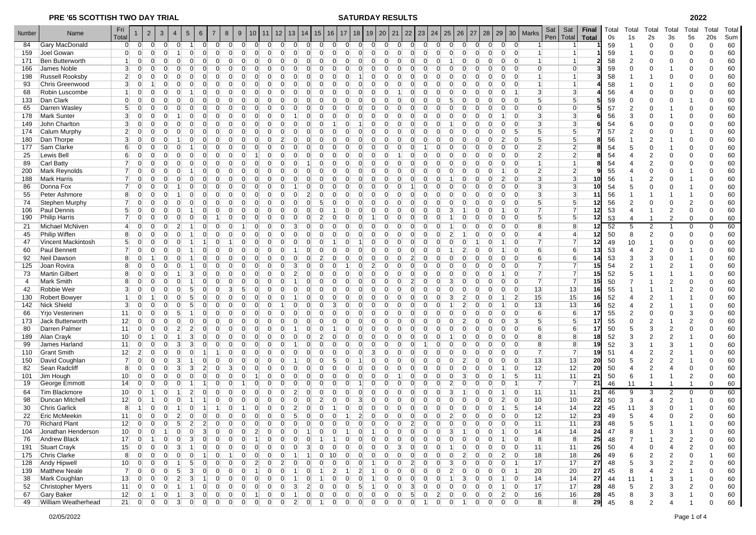# PRE '65 SCOTTISH TWO DAY TRIAL

## SATURDAY RESULTS

## 2022

| Number | Name | Fri Total | 1 | 2 | 3 | 4 | 5 | 6 | 7 | 8 | 9 | 10 | 11 | 12 | 13 | 14 | 15 | 16 | 17 | 18 | 19 | 20 | 21 | 22 | 23 | 24 | 25 | 26 | 27 | 28 | 29 | 30 | Marks | Sat Pen | Sat Total | Final Total | Total 0s | Total 1s | Total 2s | Total 3s | Total 5s | Total 20s | Total Sum |
|---|---|---|---|---|---|---|---|---|---|---|---|---|---|---|---|---|---|---|---|---|---|---|---|---|---|---|---|---|---|---|---|---|---|---|---|---|---|---|---|---|---|---|---|
| 84 | Gary MacDonald | 0 | 0 | 0 | 0 | 0 | 1 | 0 | 0 | 0 | 0 | 0 | 0 | 0 | 0 | 0 | 0 | 0 | 0 | 0 | 0 | 0 | 0 | 0 | 0 | 0 | 0 | 0 | 0 | 0 | 0 | 0 | 1 | | 1 | 1 | 59 | 1 | 0 | 0 | 0 | 0 | 60 |
| 159 | Joel Gowan | 0 | 0 | 0 | 0 | 1 | 0 | 0 | 0 | 0 | 0 | 0 | 0 | 0 | 0 | 0 | 0 | 0 | 0 | 0 | 0 | 0 | 0 | 0 | 0 | 0 | 0 | 0 | 0 | 0 | 0 | 0 | 1 | | 1 | 1 | 59 | 1 | 0 | 0 | 0 | 0 | 60 |
| 171 | Ben Butterworth | 1 | 0 | 0 | 0 | 0 | 0 | 0 | 0 | 0 | 0 | 0 | 0 | 0 | 0 | 0 | 0 | 0 | 0 | 0 | 0 | 0 | 0 | 0 | 0 | 0 | 1 | 0 | 0 | 0 | 0 | 0 | 1 | | 1 | 2 | 58 | 2 | 0 | 0 | 0 | 0 | 60 |
| 166 | James Noble | 3 | 0 | 0 | 0 | 0 | 0 | 0 | 0 | 0 | 0 | 0 | 0 | 0 | 0 | 0 | 0 | 0 | 0 | 0 | 0 | 0 | 0 | 0 | 0 | 0 | 0 | 0 | 0 | 0 | 0 | 0 | 0 | | 0 | 3 | 59 | 0 | 0 | 1 | 0 | 0 | 60 |
| 198 | Russell Rooksby | 2 | 0 | 0 | 0 | 0 | 0 | 0 | 0 | 0 | 0 | 0 | 0 | 0 | 0 | 0 | 0 | 0 | 0 | 1 | 0 | 0 | 0 | 0 | 0 | 0 | 0 | 0 | 0 | 0 | 0 | 0 | 1 | | 1 | 3 | 58 | 1 | 1 | 0 | 0 | 0 | 60 |
| 93 | Chris Greenwood | 3 | 0 | 1 | 0 | 0 | 0 | 0 | 0 | 0 | 0 | 0 | 0 | 0 | 0 | 0 | 0 | 0 | 0 | 0 | 0 | 0 | 0 | 0 | 0 | 0 | 0 | 0 | 0 | 0 | 0 | 0 | 1 | | 1 | 4 | 58 | 1 | 0 | 1 | 0 | 0 | 60 |
| 68 | Robin Luscombe | 1 | 0 | 0 | 0 | 0 | 1 | 0 | 0 | 0 | 0 | 0 | 0 | 0 | 0 | 0 | 0 | 0 | 0 | 0 | 0 | 0 | 1 | 0 | 0 | 0 | 0 | 0 | 0 | 0 | 0 | 1 | 3 | | 3 | 4 | 56 | 4 | 0 | 0 | 0 | 0 | 60 |
| 133 | Dan Clark | 0 | 0 | 0 | 0 | 0 | 0 | 0 | 0 | 0 | 0 | 0 | 0 | 0 | 0 | 0 | 0 | 0 | 0 | 0 | 0 | 0 | 0 | 0 | 0 | 0 | 5 | 0 | 0 | 0 | 0 | 0 | 5 | | 5 | 5 | 59 | 0 | 0 | 0 | 1 | 0 | 60 |
| 65 | Darren Wasley | 5 | 0 | 0 | 0 | 0 | 0 | 0 | 0 | 0 | 0 | 0 | 0 | 0 | 0 | 0 | 0 | 0 | 0 | 0 | 0 | 0 | 0 | 0 | 0 | 0 | 0 | 0 | 0 | 0 | 0 | 0 | 0 | | 0 | 5 | 57 | 2 | 0 | 1 | 0 | 0 | 60 |
| 178 | Mark Sunter | 3 | 0 | 0 | 0 | 1 | 0 | 0 | 0 | 0 | 0 | 0 | 0 | 0 | 1 | 0 | 0 | 0 | 0 | 0 | 0 | 0 | 0 | 0 | 0 | 0 | 0 | 0 | 0 | 0 | 1 | 0 | 3 | | 3 | 6 | 56 | 3 | 0 | 1 | 0 | 0 | 60 |
| 149 | John Charlton | 3 | 0 | 0 | 0 | 0 | 0 | 0 | 0 | 0 | 0 | 0 | 0 | 0 | 0 | 0 | 0 | 1 | 0 | 1 | 0 | 0 | 0 | 0 | 0 | 0 | 1 | 0 | 0 | 0 | 0 | 0 | 3 | | 3 | 6 | 54 | 6 | 0 | 0 | 0 | 0 | 60 |
| 174 | Calum Murphy | 2 | 0 | 0 | 0 | 0 | 0 | 0 | 0 | 0 | 0 | 0 | 0 | 0 | 0 | 0 | 0 | 0 | 0 | 0 | 0 | 0 | 0 | 0 | 0 | 0 | 0 | 0 | 0 | 0 | 0 | 5 | 5 | | 5 | 7 | 57 | 2 | 0 | 0 | 1 | 0 | 60 |
| 180 | Dan Thorpe | 3 | 0 | 0 | 0 | 1 | 0 | 0 | 0 | 0 | 0 | 0 | 0 | 2 | 0 | 0 | 0 | 0 | 0 | 0 | 0 | 0 | 0 | 0 | 0 | 0 | 0 | 0 | 0 | 0 | 2 | 0 | 5 | | 5 | 8 | 56 | 1 | 2 | 1 | 0 | 0 | 60 |
| 177 | Sam Clarke | 6 | 0 | 0 | 0 | 0 | 1 | 0 | 0 | 0 | 0 | 0 | 0 | 0 | 0 | 0 | 0 | 0 | 0 | 0 | 0 | 0 | 0 | 0 | 1 | 0 | 0 | 0 | 0 | 0 | 0 | 0 | 2 | | 2 | 8 | 54 | 5 | 0 | 1 | 0 | 0 | 60 |
| 25 | Lewis Bell | 6 | 0 | 0 | 0 | 0 | 0 | 0 | 0 | 0 | 0 | 1 | 0 | 0 | 0 | 0 | 0 | 0 | 0 | 0 | 0 | 0 | 1 | 0 | 0 | 0 | 0 | 0 | 0 | 0 | 0 | 0 | 2 | | 2 | 8 | 54 | 4 | 2 | 0 | 0 | 0 | 60 |
| 89 | Carl Batty | 7 | 0 | 0 | 0 | 0 | 0 | 0 | 0 | 0 | 0 | 0 | 0 | 0 | 0 | 1 | 0 | 0 | 0 | 0 | 0 | 0 | 0 | 0 | 0 | 0 | 0 | 0 | 0 | 0 | 0 | 0 | 1 | | 1 | 8 | 54 | 4 | 2 | 0 | 0 | 0 | 60 |
| 200 | Mark Reynolds | 7 | 0 | 0 | 0 | 1 | 0 | 0 | 0 | 0 | 0 | 0 | 0 | 0 | 0 | 0 | 0 | 0 | 0 | 0 | 0 | 0 | 0 | 0 | 0 | 0 | 0 | 0 | 0 | 0 | 1 | 0 | 2 | | 2 | 9 | 55 | 4 | 0 | 0 | 1 | 0 | 60 |
| 188 | Mark Harris | 7 | 0 | 0 | 0 | 0 | 0 | 0 | 0 | 0 | 0 | 0 | 0 | 0 | 0 | 0 | 0 | 0 | 0 | 0 | 0 | 0 | 0 | 0 | 0 | 0 | 1 | 0 | 0 | 0 | 2 | 0 | 3 | | 3 | 10 | 56 | 1 | 2 | 0 | 1 | 0 | 60 |
| 86 | Donna Fox | 7 | 0 | 0 | 0 | 1 | 0 | 0 | 0 | 0 | 0 | 0 | 0 | 0 | 1 | 0 | 0 | 0 | 0 | 0 | 0 | 0 | 0 | 1 | 0 | 0 | 0 | 0 | 0 | 0 | 0 | 0 | 3 | | 3 | 10 | 54 | 5 | 0 | 0 | 1 | 0 | 60 |
| 55 | Peter Ashmore | 8 | 0 | 0 | 0 | 1 | 0 | 0 | 0 | 0 | 0 | 0 | 0 | 0 | 0 | 2 | 0 | 0 | 0 | 0 | 0 | 0 | 0 | 0 | 0 | 0 | 0 | 0 | 0 | 0 | 0 | 0 | 3 | | 3 | 11 | 56 | 1 | 1 | 1 | 1 | 0 | 60 |
| 74 | Stephen Murphy | 7 | 0 | 0 | 0 | 0 | 0 | 0 | 0 | 0 | 0 | 0 | 0 | 0 | 0 | 0 | 5 | 0 | 0 | 0 | 0 | 0 | 0 | 0 | 0 | 0 | 0 | 0 | 0 | 0 | 0 | 0 | 5 | | 5 | 12 | 56 | 2 | 0 | 0 | 2 | 0 | 60 |
| 106 | Paul Dennis | 5 | 0 | 0 | 0 | 0 | 1 | 0 | 0 | 0 | 0 | 0 | 0 | 0 | 0 | 0 | 0 | 1 | 0 | 0 | 0 | 0 | 0 | 0 | 0 | 0 | 3 | 1 | 0 | 0 | 1 | 0 | 7 | | 7 | 12 | 53 | 4 | 1 | 2 | 0 | 0 | 60 |
| 190 | Philip Harris | 7 | 0 | 0 | 0 | 0 | 0 | 0 | 1 | 0 | 0 | 0 | 0 | 0 | 0 | 0 | 2 | 0 | 0 | 0 | 1 | 0 | 0 | 0 | 0 | 0 | 1 | 0 | 0 | 0 | 0 | 0 | 5 | | 5 | 12 | 53 | 4 | 1 | 2 | 0 | 0 | 60 |
| 21 | Michael McNiven | 4 | 0 | 0 | 0 | 2 | 1 | 0 | 0 | 0 | 1 | 0 | 0 | 0 | 3 | 0 | 0 | 0 | 0 | 0 | 0 | 0 | 0 | 0 | 0 | 0 | 1 | 0 | 0 | 0 | 0 | 0 | 8 | | 8 | 12 | 52 | 5 | 2 | 1 | 0 | 0 | 60 |
| 45 | Philip Wiffen | 8 | 0 | 0 | 0 | 0 | 1 | 0 | 0 | 0 | 0 | 0 | 0 | 0 | 0 | 0 | 0 | 0 | 0 | 0 | 0 | 0 | 0 | 0 | 0 | 0 | 2 | 1 | 0 | 0 | 0 | 0 | 4 | | 4 | 12 | 50 | 8 | 2 | 0 | 0 | 0 | 60 |
| 47 | Vincent Mackintosh | 5 | 0 | 0 | 0 | 0 | 1 | 1 | 0 | 1 | 0 | 0 | 0 | 0 | 0 | 0 | 0 | 1 | 0 | 1 | 0 | 0 | 0 | 0 | 0 | 0 | 0 | 0 | 1 | 0 | 1 | 0 | 7 | | 7 | 12 | 49 | 10 | 1 | 0 | 0 | 0 | 60 |
| 60 | Paul Bennett | 7 | 0 | 0 | 0 | 0 | 1 | 0 | 0 | 0 | 0 | 0 | 0 | 0 | 1 | 0 | 0 | 0 | 0 | 0 | 0 | 0 | 0 | 0 | 0 | 0 | 1 | 2 | 0 | 0 | 1 | 0 | 6 | | 6 | 13 | 53 | 4 | 2 | 0 | 1 | 0 | 60 |
| 92 | Neil Dawson | 8 | 0 | 1 | 0 | 0 | 1 | 0 | 0 | 0 | 0 | 0 | 0 | 0 | 0 | 0 | 2 | 0 | 0 | 0 | 0 | 0 | 0 | 2 | 0 | 0 | 0 | 0 | 0 | 0 | 0 | 0 | 6 | | 6 | 14 | 53 | 3 | 3 | 0 | 1 | 0 | 60 |
| 125 | Joan Rovira | 8 | 0 | 0 | 0 | 0 | 1 | 0 | 0 | 0 | 0 | 0 | 0 | 0 | 3 | 0 | 0 | 0 | 1 | 0 | 2 | 0 | 0 | 0 | 0 | 0 | 0 | 0 | 0 | 0 | 0 | 0 | 7 | | 7 | 15 | 54 | 2 | 1 | 2 | 1 | 0 | 60 |
| 73 | Martin Gilbert | 8 | 0 | 0 | 0 | 1 | 3 | 0 | 0 | 0 | 0 | 0 | 0 | 0 | 2 | 0 | 0 | 0 | 0 | 0 | 0 | 0 | 0 | 0 | 0 | 0 | 0 | 0 | 0 | 0 | 1 | 0 | 7 | | 7 | 15 | 52 | 5 | 1 | 1 | 1 | 0 | 60 |
| 4 | Mark Smith | 8 | 0 | 0 | 0 | 0 | 1 | 0 | 0 | 0 | 0 | 0 | 0 | 0 | 1 | 0 | 0 | 0 | 0 | 0 | 0 | 0 | 0 | 2 | 0 | 0 | 3 | 0 | 0 | 0 | 0 | 0 | 7 | | 7 | 15 | 50 | 7 | 1 | 2 | 0 | 0 | 60 |
| 42 | Robbie Weir | 3 | 0 | 0 | 0 | 0 | 5 | 0 | 0 | 3 | 5 | 0 | 0 | 0 | 0 | 0 | 0 | 0 | 0 | 0 | 0 | 0 | 0 | 0 | 0 | 0 | 0 | 0 | 0 | 0 | 0 | 0 | 13 | | 13 | 16 | 55 | 1 | 1 | 1 | 2 | 0 | 60 |
| 130 | Robert Bowyer | 1 | 0 | 1 | 0 | 0 | 5 | 0 | 0 | 0 | 0 | 0 | 0 | 0 | 1 | 0 | 0 | 0 | 0 | 0 | 0 | 0 | 0 | 0 | 0 | 0 | 3 | 2 | 0 | 0 | 1 | 2 | 15 | | 15 | 16 | 52 | 4 | 2 | 1 | 1 | 0 | 60 |
| 142 | Nick Shield | 3 | 0 | 0 | 0 | 0 | 5 | 0 | 0 | 0 | 0 | 0 | 0 | 1 | 0 | 0 | 0 | 3 | 0 | 0 | 0 | 0 | 0 | 0 | 0 | 0 | 1 | 2 | 0 | 0 | 1 | 0 | 13 | | 13 | 16 | 52 | 4 | 2 | 1 | 1 | 0 | 60 |
| 66 | Yrjo Vesterinen | 11 | 0 | 0 | 0 | 5 | 1 | 0 | 0 | 0 | 0 | 0 | 0 | 0 | 0 | 0 | 0 | 0 | 0 | 0 | 0 | 0 | 0 | 0 | 0 | 0 | 0 | 0 | 0 | 0 | 0 | 0 | 6 | | 6 | 17 | 55 | 2 | 0 | 0 | 3 | 0 | 60 |
| 173 | Jack Butterworth | 12 | 0 | 0 | 0 | 0 | 0 | 0 | 0 | 0 | 0 | 0 | 0 | 0 | 0 | 0 | 0 | 0 | 0 | 0 | 0 | 0 | 0 | 0 | 0 | 0 | 0 | 2 | 0 | 0 | 0 | 3 | 5 | | 5 | 17 | 55 | 0 | 2 | 1 | 2 | 0 | 60 |
| 80 | Darren Palmer | 11 | 0 | 0 | 0 | 2 | 2 | 0 | 0 | 0 | 0 | 0 | 0 | 0 | 1 | 0 | 0 | 1 | 0 | 0 | 0 | 0 | 0 | 0 | 0 | 0 | 0 | 0 | 0 | 0 | 0 | 0 | 6 | | 6 | 17 | 50 | 5 | 3 | 2 | 0 | 0 | 60 |
| 189 | Alan Crayk | 10 | 0 | 1 | 0 | 1 | 3 | 0 | 0 | 0 | 0 | 0 | 0 | 0 | 0 | 0 | 2 | 0 | 0 | 0 | 0 | 0 | 0 | 0 | 0 | 0 | 1 | 0 | 0 | 0 | 0 | 0 | 8 | | 8 | 18 | 52 | 3 | 2 | 2 | 1 | 0 | 60 |
| 99 | James Harland | 11 | 0 | 0 | 0 | 3 | 3 | 0 | 0 | 0 | 0 | 0 | 0 | 0 | 1 | 0 | 0 | 0 | 0 | 0 | 0 | 0 | 0 | 0 | 1 | 0 | 0 | 0 | 0 | 0 | 0 | 0 | 8 | | 8 | 19 | 52 | 3 | 1 | 3 | 1 | 0 | 60 |
| 110 | Grant Smith | 12 | 2 | 0 | 0 | 0 | 0 | 1 | 1 | 0 | 0 | 0 | 0 | 0 | 0 | 0 | 0 | 0 | 0 | 0 | 3 | 0 | 0 | 0 | 0 | 0 | 0 | 0 | 0 | 0 | 0 | 0 | 7 | | 7 | 19 | 51 | 4 | 2 | 2 | 1 | 0 | 60 |
| 150 | David Coughlan | 7 | 0 | 0 | 0 | 3 | 1 | 0 | 0 | 0 | 0 | 0 | 0 | 0 | 1 | 0 | 0 | 5 | 0 | 1 | 0 | 0 | 0 | 0 | 0 | 0 | 0 | 2 | 0 | 0 | 0 | 0 | 13 | | 13 | 20 | 50 | 5 | 2 | 2 | 1 | 0 | 60 |
| 82 | Sean Radcliff | 8 | 0 | 0 | 0 | 3 | 3 | 2 | 0 | 3 | 0 | 0 | 0 | 0 | 0 | 0 | 0 | 0 | 0 | 0 | 0 | 0 | 0 | 0 | 0 | 0 | 0 | 0 | 0 | 0 | 1 | 0 | 12 | | 12 | 20 | 50 | 4 | 2 | 4 | 0 | 0 | 60 |
| 101 | Jim Hough | 10 | 0 | 0 | 0 | 0 | 0 | 0 | 0 | 0 | 0 | 1 | 0 | 0 | 0 | 0 | 0 | 0 | 0 | 0 | 0 | 0 | 1 | 0 | 0 | 0 | 0 | 3 | 0 | 0 | 1 | 5 | 11 | | 11 | 21 | 50 | 6 | 1 | 1 | 2 | 0 | 60 |
| 19 | George Emmott | 14 | 0 | 0 | 0 | 1 | 1 | 1 | 0 | 0 | 1 | 0 | 0 | 0 | 0 | 0 | 0 | 0 | 0 | 1 | 0 | 0 | 0 | 0 | 0 | 0 | 2 | 0 | 0 | 0 | 0 | 1 | 7 | | 7 | 21 | 46 | 11 | 1 | 1 | 1 | 0 | 60 |
| 64 | Tim Blackmore | 10 | 0 | 1 | 0 | 1 | 2 | 0 | 0 | 0 | 0 | 0 | 0 | 0 | 2 | 0 | 0 | 0 | 0 | 0 | 0 | 0 | 0 | 0 | 0 | 0 | 3 | 1 | 0 | 0 | 1 | 0 | 11 | | 11 | 21 | 46 | 9 | 3 | 2 | 0 | 0 | 60 |
| 98 | Duncan Mitchell | 12 | 0 | 1 | 0 | 0 | 1 | 1 | 0 | 0 | 0 | 0 | 0 | 0 | 0 | 0 | 2 | 0 | 0 | 3 | 0 | 0 | 0 | 0 | 0 | 0 | 0 | 0 | 0 | 0 | 2 | 0 | 10 | | 10 | 22 | 50 | 3 | 4 | 2 | 1 | 0 | 60 |
| 30 | Chris Garlick | 8 | 1 | 0 | 0 | 1 | 0 | 1 | 1 | 0 | 1 | 0 | 0 | 0 | 2 | 0 | 0 | 1 | 0 | 0 | 0 | 0 | 0 | 0 | 0 | 0 | 0 | 0 | 0 | 0 | 1 | 5 | 14 | | 14 | 22 | 45 | 11 | 3 | 0 | 1 | 0 | 60 |
| 22 | Eric McMeekin | 11 | 0 | 0 | 0 | 2 | 0 | 0 | 0 | 0 | 0 | 0 | 0 | 0 | 5 | 0 | 0 | 0 | 1 | 2 | 0 | 0 | 0 | 0 | 0 | 0 | 2 | 0 | 0 | 0 | 0 | 0 | 12 | | 12 | 23 | 49 | 5 | 4 | 0 | 2 | 0 | 60 |
| 70 | Richard Plant | 12 | 0 | 0 | 0 | 5 | 2 | 2 | 0 | 0 | 0 | 0 | 0 | 0 | 0 | 0 | 0 | 0 | 0 | 0 | 0 | 0 | 0 | 2 | 0 | 0 | 0 | 0 | 0 | 0 | 0 | 0 | 11 | | 11 | 23 | 48 | 5 | 5 | 1 | 1 | 0 | 60 |
| 104 | Jonathan Henderson | 10 | 0 | 0 | 1 | 0 | 0 | 3 | 0 | 0 | 0 | 2 | 0 | 0 | 0 | 1 | 0 | 0 | 1 | 0 | 1 | 0 | 0 | 0 | 0 | 0 | 3 | 1 | 0 | 0 | 1 | 0 | 14 | | 14 | 24 | 47 | 8 | 1 | 3 | 1 | 0 | 60 |
| 76 | Andrew Black | 17 | 0 | 1 | 0 | 0 | 3 | 0 | 0 | 0 | 0 | 1 | 0 | 0 | 0 | 0 | 1 | 1 | 0 | 0 | 0 | 0 | 0 | 0 | 0 | 0 | 0 | 0 | 0 | 0 | 1 | 0 | 8 | | 8 | 25 | 48 | 7 | 1 | 2 | 2 | 0 | 60 |
| 191 | Stuart Crayk | 15 | 0 | 0 | 0 | 3 | 1 | 0 | 0 | 0 | 0 | 0 | 0 | 0 | 0 | 3 | 0 | 0 | 0 | 0 | 0 | 0 | 3 | 0 | 0 | 0 | 1 | 0 | 0 | 0 | 0 | 0 | 11 | | 11 | 26 | 50 | 4 | 0 | 4 | 2 | 0 | 60 |
| 175 | Chris Clarke | 8 | 0 | 0 | 0 | 0 | 0 | 1 | 0 | 1 | 0 | 0 | 0 | 0 | 1 | 1 | 0 | 10 | 0 | 0 | 0 | 0 | 0 | 0 | 0 | 0 | 0 | 2 | 0 | 0 | 2 | 0 | 18 | | 18 | 26 | 49 | 6 | 2 | 2 | 0 | 1 | 60 |
| 128 | Andy Hipwell | 10 | 0 | 0 | 0 | 1 | 5 | 0 | 0 | 0 | 0 | 2 | 0 | 2 | 0 | 0 | 0 | 0 | 0 | 0 | 1 | 0 | 0 | 2 | 0 | 0 | 3 | 0 | 0 | 0 | 0 | 1 | 17 | | 17 | 27 | 48 | 5 | 3 | 2 | 2 | 0 | 60 |
| 139 | Matthew Neale | 7 | 0 | 0 | 0 | 5 | 3 | 0 | 0 | 0 | 0 | 1 | 0 | 0 | 1 | 0 | 1 | 2 | 1 | 2 | 1 | 0 | 0 | 0 | 0 | 0 | 2 | 0 | 0 | 0 | 0 | 1 | 20 | | 20 | 27 | 45 | 8 | 4 | 2 | 1 | 0 | 60 |
| 38 | Mark Coughlan | 13 | 0 | 0 | 0 | 2 | 3 | 1 | 0 | 0 | 0 | 0 | 0 | 0 | 1 | 0 | 1 | 0 | 0 | 0 | 1 | 0 | 0 | 0 | 0 | 0 | 1 | 3 | 0 | 0 | 1 | 0 | 14 | | 14 | 27 | 44 | 11 | 1 | 3 | 1 | 0 | 60 |
| 52 | Christopher Myers | 11 | 0 | 0 | 0 | 1 | 1 | 0 | 0 | 0 | 0 | 0 | 0 | 0 | 3 | 2 | 0 | 0 | 0 | 5 | 1 | 0 | 0 | 3 | 0 | 0 | 0 | 0 | 0 | 0 | 1 | 0 | 17 | | 17 | 28 | 48 | 5 | 2 | 3 | 2 | 0 | 60 |
| 67 | Gary Baker | 12 | 0 | 1 | 0 | 1 | 3 | 0 | 0 | 0 | 0 | 1 | 0 | 0 | 1 | 0 | 0 | 0 | 0 | 0 | 0 | 0 | 0 | 5 | 0 | 2 | 0 | 0 | 0 | 0 | 2 | 0 | 16 | | 16 | 28 | 45 | 8 | 3 | 3 | 1 | 0 | 60 |
| 49 | William Weatherhead | 21 | 0 | 0 | 0 | 3 | 0 | 0 | 0 | 0 | 0 | 0 | 0 | 0 | 2 | 0 | 1 | 0 | 0 | 0 | 0 | 0 | 0 | 0 | 1 | 0 | 0 | 1 | 0 | 0 | 0 | 0 | 8 | | 8 | 29 | 45 | 8 | 2 | 4 | 1 | 0 | 60 |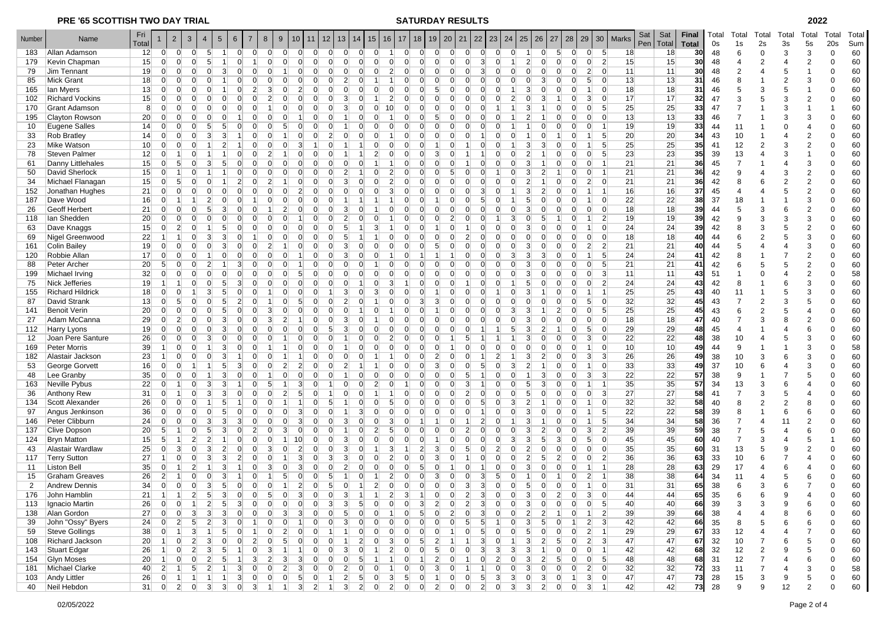**PRE '65 SCOTTISH TWO DAY TRIAL** — **SATURDAY RESULTS** — **2022**

| Number | Name | Fri Total | 1 | 2 | 3 | 4 | 5 | 6 | 7 | 8 | 9 | 10 | 11 | 12 | 13 | 14 | 15 | 16 | 17 | 18 | 19 | 20 | 21 | 22 | 23 | 24 | 25 | 26 | 27 | 28 | 29 | 30 | Marks | Sat Pen | Sat Total | Final Total | Total 0s | Total 1s | Total 2s | Total 3s | Total 5s | Total 20s | Total Sum |
|---|---|---|---|---|---|---|---|---|---|---|---|---|---|---|---|---|---|---|---|---|---|---|---|---|---|---|---|---|---|---|---|---|---|---|---|---|---|---|---|---|---|---|---|
| 183 | Allan Adamson | 12 | 0 | 0 | 0 | 5 | 1 | 0 | 0 | 0 | 0 | 0 | 0 | 0 | 0 | 0 | 0 | 1 | 0 | 0 | 0 | 0 | 0 | 0 | 0 | 0 | 1 | 0 | 5 | 0 | 0 | 5 | 18 | | 18 | 30 | 48 | 6 | 0 | 3 | 3 | 0 | 60 |
| 179 | Kevin Chapman | 15 | 0 | 0 | 0 | 5 | 1 | 0 | 1 | 0 | 0 | 0 | 0 | 0 | 0 | 0 | 0 | 0 | 0 | 0 | 0 | 0 | 0 | 3 | 0 | 1 | 2 | 0 | 0 | 0 | 0 | 2 | 15 | | 15 | 30 | 48 | 4 | 2 | 4 | 2 | 0 | 60 |
| 79 | Jim Tennant | 19 | 0 | 0 | 0 | 0 | 3 | 0 | 0 | 0 | 1 | 0 | 0 | 0 | 0 | 0 | 0 | 2 | 0 | 0 | 0 | 0 | 0 | 3 | 0 | 0 | 0 | 0 | 0 | 0 | 2 | 0 | 11 | | 11 | 30 | 48 | 2 | 4 | 5 | 1 | 0 | 60 |
| 85 | Mick Grant | 18 | 0 | 0 | 0 | 0 | 1 | 0 | 0 | 0 | 0 | 0 | 0 | 0 | 2 | 0 | 1 | 1 | 0 | 0 | 0 | 0 | 0 | 0 | 0 | 0 | 0 | 3 | 0 | 0 | 5 | 0 | 13 | | 13 | 31 | 46 | 8 | 1 | 2 | 3 | 0 | 60 |
| 165 | Ian Myers | 13 | 0 | 0 | 0 | 0 | 1 | 0 | 2 | 3 | 0 | 2 | 0 | 0 | 0 | 0 | 0 | 0 | 0 | 0 | 5 | 0 | 0 | 0 | 0 | 1 | 3 | 0 | 0 | 0 | 1 | 0 | 18 | | 18 | 31 | 46 | 5 | 3 | 5 | 1 | 0 | 60 |
| 102 | Richard Vockins | 15 | 0 | 0 | 0 | 0 | 0 | 0 | 0 | 2 | 0 | 0 | 0 | 0 | 3 | 0 | 1 | 2 | 0 | 0 | 0 | 0 | 0 | 0 | 0 | 2 | 0 | 3 | 1 | 0 | 3 | 0 | 17 | | 17 | 32 | 47 | 3 | 5 | 3 | 2 | 0 | 60 |
| 170 | Grant Adamson | 8 | 0 | 0 | 0 | 0 | 0 | 0 | 0 | 1 | 0 | 0 | 0 | 0 | 3 | 0 | 0 | 10 | 0 | 0 | 0 | 0 | 0 | 0 | 1 | 1 | 3 | 1 | 0 | 0 | 0 | 5 | 25 | | 25 | 33 | 47 | 7 | 1 | 3 | 1 | 1 | 60 |
| 195 | Clayton Rowson | 20 | 0 | 0 | 0 | 0 | 0 | 1 | 0 | 0 | 0 | 1 | 0 | 0 | 1 | 0 | 0 | 1 | 0 | 0 | 5 | 0 | 0 | 0 | 0 | 1 | 2 | 1 | 0 | 0 | 0 | 0 | 13 | | 13 | 33 | 46 | 7 | 1 | 3 | 3 | 0 | 60 |
| 10 | Eugene Salles | 14 | 0 | 0 | 0 | 5 | 5 | 0 | 0 | 0 | 5 | 0 | 0 | 0 | 1 | 0 | 0 | 0 | 0 | 0 | 0 | 0 | 0 | 0 | 0 | 1 | 1 | 0 | 0 | 0 | 0 | 1 | 19 | | 19 | 33 | 44 | 11 | 1 | 0 | 4 | 0 | 60 |
| 33 | Rob Bratley | 14 | 0 | 0 | 0 | 3 | 3 | 1 | 0 | 0 | 1 | 0 | 0 | 2 | 0 | 0 | 0 | 1 | 0 | 0 | 0 | 0 | 0 | 1 | 0 | 0 | 1 | 0 | 1 | 0 | 1 | 5 | 20 | | 20 | 34 | 43 | 10 | 1 | 4 | 2 | 0 | 60 |
| 23 | Mike Watson | 10 | 0 | 0 | 0 | 1 | 2 | 1 | 0 | 0 | 0 | 3 | 1 | 0 | 1 | 1 | 0 | 0 | 0 | 0 | 1 | 0 | 1 | 0 | 0 | 1 | 3 | 3 | 0 | 0 | 1 | 5 | 25 | | 25 | 35 | 41 | 12 | 2 | 3 | 2 | 0 | 60 |
| 78 | Steven Palmer | 12 | 0 | 1 | 0 | 1 | 1 | 0 | 0 | 2 | 1 | 0 | 0 | 0 | 1 | 1 | 2 | 0 | 0 | 0 | 3 | 0 | 1 | 1 | 0 | 0 | 2 | 1 | 0 | 0 | 0 | 5 | 23 | | 23 | 35 | 39 | 13 | 4 | 3 | 1 | 0 | 60 |
| 61 | Danny Littlehales | 15 | 0 | 5 | 0 | 3 | 5 | 0 | 0 | 0 | 0 | 0 | 0 | 0 | 0 | 0 | 1 | 1 | 0 | 0 | 0 | 0 | 1 | 0 | 0 | 0 | 3 | 1 | 0 | 0 | 0 | 1 | 21 | | 21 | 36 | 45 | 7 | 1 | 4 | 3 | 0 | 60 |
| 50 | David Sherlock | 15 | 0 | 1 | 0 | 1 | 1 | 1 | 0 | 0 | 0 | 0 | 0 | 0 | 2 | 1 | 0 | 2 | 0 | 0 | 0 | 5 | 0 | 0 | 1 | 0 | 3 | 2 | 1 | 0 | 0 | 1 | 21 | | 21 | 36 | 42 | 9 | 4 | 3 | 2 | 0 | 60 |
| 34 | Michael Flanagan | 15 | 0 | 5 | 0 | 0 | 1 | 2 | 0 | 2 | 1 | 0 | 0 | 0 | 3 | 0 | 0 | 2 | 0 | 0 | 0 | 0 | 0 | 0 | 0 | 0 | 2 | 1 | 0 | 0 | 2 | 0 | 21 | | 21 | 36 | 42 | 8 | 6 | 2 | 2 | 0 | 60 |
| 152 | Jonathan Hughes | 21 | 0 | 0 | 0 | 0 | 0 | 0 | 0 | 0 | 0 | 2 | 0 | 0 | 0 | 0 | 0 | 3 | 0 | 0 | 0 | 0 | 0 | 3 | 0 | 1 | 3 | 2 | 0 | 0 | 1 | 1 | 16 | | 16 | 37 | 45 | 4 | 4 | 5 | 2 | 0 | 60 |
| 187 | Dave Wood | 16 | 0 | 1 | 1 | 2 | 0 | 0 | 1 | 0 | 0 | 0 | 0 | 0 | 1 | 1 | 1 | 1 | 0 | 0 | 1 | 0 | 0 | 5 | 0 | 1 | 5 | 0 | 0 | 0 | 1 | 0 | 22 | | 22 | 38 | 37 | 18 | 1 | 1 | 3 | 0 | 60 |
| 26 | Geoff Herbert | 21 | 0 | 0 | 0 | 5 | 3 | 0 | 0 | 1 | 2 | 0 | 0 | 0 | 3 | 0 | 1 | 0 | 0 | 0 | 0 | 0 | 0 | 0 | 0 | 0 | 3 | 0 | 0 | 0 | 0 | 0 | 18 | | 18 | 39 | 44 | 5 | 3 | 6 | 2 | 0 | 60 |
| 118 | Ian Shedden | 20 | 0 | 0 | 0 | 0 | 0 | 0 | 0 | 0 | 0 | 1 | 0 | 0 | 2 | 0 | 0 | 1 | 0 | 0 | 0 | 2 | 0 | 0 | 1 | 3 | 0 | 5 | 1 | 0 | 1 | 2 | 19 | | 19 | 39 | 42 | 9 | 3 | 3 | 3 | 0 | 60 |
| 63 | Dave Knaggs | 15 | 0 | 2 | 0 | 1 | 5 | 0 | 0 | 0 | 0 | 0 | 0 | 0 | 5 | 1 | 3 | 1 | 0 | 0 | 1 | 0 | 1 | 0 | 0 | 0 | 3 | 0 | 0 | 0 | 1 | 0 | 24 | | 24 | 39 | 42 | 8 | 3 | 5 | 2 | 0 | 60 |
| 69 | Nigel Greenwood | 22 | 1 | 1 | 0 | 3 | 3 | 0 | 1 | 0 | 0 | 0 | 0 | 0 | 5 | 1 | 1 | 0 | 0 | 0 | 0 | 0 | 2 | 0 | 0 | 0 | 0 | 0 | 0 | 0 | 0 | 0 | 18 | | 18 | 40 | 44 | 6 | 2 | 5 | 3 | 0 | 60 |
| 161 | Colin Bailey | 19 | 0 | 0 | 0 | 0 | 3 | 0 | 0 | 2 | 1 | 0 | 0 | 0 | 3 | 0 | 0 | 0 | 0 | 0 | 5 | 0 | 0 | 0 | 0 | 0 | 3 | 0 | 0 | 0 | 2 | 2 | 21 | | 21 | 40 | 44 | 5 | 4 | 4 | 3 | 0 | 60 |
| 120 | Robbie Allan | 17 | 0 | 0 | 0 | 1 | 0 | 0 | 0 | 0 | 0 | 1 | 0 | 0 | 3 | 0 | 0 | 1 | 0 | 1 | 1 | 1 | 0 | 0 | 0 | 3 | 3 | 3 | 0 | 0 | 1 | 5 | 24 | | 24 | 41 | 42 | 8 | 1 | 7 | 2 | 0 | 60 |
| 88 | Peter Archer | 20 | 5 | 0 | 0 | 2 | 1 | 3 | 0 | 0 | 0 | 1 | 0 | 0 | 0 | 0 | 1 | 0 | 0 | 0 | 0 | 0 | 0 | 0 | 0 | 0 | 3 | 0 | 0 | 0 | 0 | 5 | 21 | | 21 | 41 | 42 | 6 | 5 | 5 | 2 | 0 | 60 |
| 199 | Michael Irving | 32 | 0 | 0 | 0 | 0 | 0 | 0 | 0 | 0 | 0 | 5 | 0 | 0 | 0 | 0 | 0 | 0 | 0 | 0 | 0 | 0 | 0 | 0 | 0 | 0 | 3 | 0 | 0 | 0 | 0 | 3 | 11 | | 11 | 43 | 51 | 1 | 0 | 4 | 2 | 0 | 58 |
| 75 | Nick Jefferies | 19 | 1 | 1 | 0 | 0 | 5 | 3 | 0 | 0 | 0 | 0 | 0 | 0 | 0 | 1 | 0 | 3 | 1 | 0 | 0 | 0 | 1 | 0 | 0 | 1 | 5 | 0 | 0 | 0 | 0 | 2 | 24 | | 24 | 43 | 42 | 8 | 1 | 6 | 3 | 0 | 60 |
| 155 | Richard Hildrick | 18 | 0 | 0 | 1 | 3 | 5 | 0 | 0 | 1 | 0 | 0 | 0 | 1 | 3 | 0 | 3 | 0 | 0 | 0 | 1 | 0 | 0 | 0 | 1 | 0 | 3 | 1 | 0 | 0 | 1 | 1 | 25 | | 25 | 43 | 40 | 11 | 1 | 5 | 3 | 0 | 60 |
| 87 | David Strank | 13 | 0 | 5 | 0 | 0 | 5 | 2 | 0 | 1 | 0 | 5 | 0 | 0 | 2 | 0 | 1 | 0 | 0 | 3 | 3 | 0 | 0 | 0 | 0 | 0 | 0 | 0 | 0 | 0 | 5 | 0 | 32 | | 32 | 45 | 43 | 7 | 2 | 3 | 5 | 0 | 60 |
| 141 | Benoit Verin | 20 | 0 | 0 | 0 | 0 | 5 | 0 | 0 | 3 | 0 | 0 | 0 | 0 | 0 | 1 | 0 | 1 | 0 | 0 | 1 | 0 | 0 | 0 | 0 | 3 | 3 | 1 | 2 | 0 | 0 | 5 | 25 | | 25 | 45 | 43 | 6 | 2 | 5 | 4 | 0 | 60 |
| 27 | Adam McCanna | 29 | 0 | 2 | 0 | 0 | 3 | 0 | 0 | 3 | 2 | 1 | 0 | 0 | 3 | 0 | 1 | 0 | 0 | 0 | 0 | 0 | 0 | 0 | 0 | 0 | 3 | 0 | 0 | 0 | 0 | 0 | 18 | | 18 | 47 | 40 | 7 | 3 | 8 | 2 | 0 | 60 |
| 112 | Harry Lyons | 19 | 0 | 0 | 0 | 0 | 3 | 0 | 0 | 0 | 0 | 0 | 0 | 5 | 3 | 0 | 0 | 0 | 0 | 0 | 0 | 0 | 0 | 1 | 1 | 5 | 3 | 2 | 1 | 0 | 5 | 0 | 29 | | 29 | 48 | 45 | 4 | 1 | 4 | 6 | 0 | 60 |
| 12 | Joan Pere Santure | 26 | 0 | 0 | 0 | 3 | 0 | 0 | 0 | 0 | 1 | 0 | 0 | 0 | 1 | 0 | 0 | 2 | 0 | 0 | 0 | 1 | 5 | 1 | 1 | 1 | 3 | 0 | 0 | 0 | 3 | 0 | 22 | | 22 | 48 | 38 | 10 | 4 | 5 | 3 | 0 | 60 |
| 169 | Peter Morris | 39 | 1 | 0 | 0 | 1 | 3 | 0 | 0 | 1 | 1 | 0 | 0 | 0 | 1 | 0 | 0 | 0 | 0 | 0 | 0 | 1 | 0 | 0 | 0 | 0 | 0 | 0 | 0 | 0 | 1 | 0 | 10 | | 10 | 49 | 44 | 9 | 1 | 1 | 3 | 0 | 58 |
| 182 | Alastair Jackson | 23 | 1 | 0 | 0 | 0 | 3 | 1 | 0 | 0 | 1 | 1 | 0 | 0 | 0 | 0 | 1 | 1 | 0 | 0 | 2 | 0 | 0 | 1 | 2 | 1 | 3 | 2 | 0 | 0 | 3 | 3 | 26 | | 26 | 49 | 38 | 10 | 3 | 6 | 3 | 0 | 60 |
| 53 | George Gorvett | 16 | 0 | 0 | 1 | 1 | 5 | 3 | 0 | 0 | 2 | 2 | 0 | 0 | 2 | 1 | 1 | 0 | 0 | 0 | 3 | 0 | 0 | 5 | 0 | 3 | 2 | 1 | 0 | 0 | 1 | 0 | 33 | | 33 | 49 | 37 | 10 | 6 | 4 | 3 | 0 | 60 |
| 48 | Lee Granby | 35 | 0 | 0 | 0 | 1 | 3 | 0 | 0 | 1 | 0 | 0 | 0 | 0 | 1 | 0 | 0 | 0 | 0 | 0 | 0 | 0 | 5 | 1 | 0 | 0 | 1 | 3 | 0 | 0 | 3 | 3 | 22 | | 22 | 57 | 38 | 9 | 1 | 7 | 5 | 0 | 60 |
| 163 | Neville Pybus | 22 | 0 | 1 | 0 | 3 | 3 | 1 | 0 | 5 | 1 | 3 | 0 | 1 | 0 | 0 | 2 | 0 | 1 | 0 | 0 | 0 | 3 | 1 | 0 | 0 | 5 | 3 | 0 | 0 | 1 | 1 | 35 | | 35 | 57 | 34 | 13 | 3 | 6 | 4 | 0 | 60 |
| 36 | Anthony Rew | 31 | 0 | 1 | 0 | 3 | 3 | 0 | 0 | 0 | 2 | 5 | 0 | 1 | 0 | 0 | 1 | 1 | 0 | 0 | 0 | 0 | 2 | 0 | 0 | 0 | 5 | 0 | 0 | 0 | 0 | 3 | 27 | | 27 | 58 | 41 | 7 | 3 | 5 | 4 | 0 | 60 |
| 134 | Scott Alexander | 26 | 0 | 0 | 0 | 1 | 5 | 1 | 0 | 0 | 1 | 1 | 0 | 5 | 1 | 0 | 0 | 5 | 0 | 0 | 0 | 0 | 0 | 5 | 0 | 3 | 2 | 1 | 0 | 0 | 1 | 0 | 32 | | 32 | 58 | 40 | 8 | 2 | 2 | 8 | 0 | 60 |
| 97 | Angus Jenkinson | 36 | 0 | 0 | 0 | 0 | 5 | 0 | 0 | 0 | 0 | 3 | 0 | 0 | 1 | 3 | 0 | 0 | 0 | 0 | 0 | 0 | 0 | 1 | 0 | 0 | 3 | 0 | 0 | 0 | 1 | 5 | 22 | | 22 | 58 | 39 | 8 | 1 | 6 | 6 | 0 | 60 |
| 146 | Peter Clibburn | 24 | 0 | 0 | 0 | 3 | 3 | 3 | 0 | 0 | 0 | 3 | 0 | 0 | 3 | 0 | 0 | 3 | 0 | 1 | 1 | 0 | 1 | 2 | 0 | 1 | 3 | 1 | 0 | 0 | 1 | 5 | 34 | | 34 | 58 | 36 | 7 | 4 | 11 | 2 | 0 | 60 |
| 137 | Clive Dopson | 20 | 5 | 1 | 0 | 5 | 3 | 0 | 2 | 0 | 3 | 0 | 0 | 0 | 1 | 0 | 2 | 5 | 0 | 0 | 0 | 0 | 2 | 0 | 0 | 0 | 3 | 2 | 0 | 0 | 3 | 2 | 39 | | 39 | 59 | 38 | 7 | 5 | 4 | 6 | 0 | 60 |
| 124 | Bryn Matton | 15 | 5 | 1 | 2 | 2 | 1 | 0 | 0 | 0 | 1 | 10 | 0 | 0 | 3 | 0 | 0 | 0 | 0 | 0 | 1 | 0 | 0 | 0 | 0 | 3 | 3 | 5 | 3 | 0 | 5 | 0 | 45 | | 45 | 60 | 40 | 7 | 3 | 4 | 5 | 1 | 60 |
| 43 | Alastair Wardlaw | 25 | 0 | 3 | 0 | 3 | 2 | 0 | 0 | 3 | 0 | 2 | 0 | 0 | 3 | 0 | 1 | 3 | 1 | 2 | 3 | 0 | 5 | 0 | 2 | 0 | 2 | 0 | 0 | 0 | 0 | 0 | 35 | | 35 | 60 | 31 | 13 | 5 | 9 | 2 | 0 | 60 |
| 117 | Terry Sutton | 27 | 1 | 0 | 0 | 3 | 3 | 2 | 0 | 0 | 1 | 3 | 0 | 3 | 3 | 0 | 0 | 2 | 0 | 0 | 3 | 0 | 1 | 0 | 0 | 0 | 2 | 5 | 2 | 0 | 0 | 2 | 36 | | 36 | 63 | 33 | 10 | 6 | 7 | 4 | 0 | 60 |
| 11 | Liston Bell | 35 | 0 | 1 | 2 | 1 | 3 | 1 | 0 | 3 | 0 | 3 | 0 | 0 | 2 | 0 | 0 | 0 | 0 | 5 | 0 | 1 | 0 | 1 | 0 | 0 | 3 | 0 | 0 | 0 | 1 | 1 | 28 | | 28 | 63 | 29 | 17 | 4 | 6 | 4 | 0 | 60 |
| 15 | Graham Greaves | 26 | 2 | 1 | 0 | 0 | 3 | 1 | 0 | 1 | 5 | 0 | 0 | 5 | 1 | 0 | 1 | 2 | 0 | 0 | 3 | 0 | 0 | 3 | 5 | 0 | 1 | 0 | 1 | 0 | 2 | 1 | 38 | | 38 | 64 | 34 | 11 | 4 | 5 | 6 | 0 | 60 |
| 2 | Andrew Dennis | 34 | 0 | 0 | 0 | 3 | 5 | 0 | 0 | 0 | 1 | 2 | 0 | 5 | 0 | 1 | 2 | 0 | 0 | 0 | 0 | 0 | 3 | 3 | 0 | 0 | 5 | 0 | 0 | 0 | 1 | 0 | 31 | | 31 | 65 | 38 | 6 | 3 | 6 | 7 | 0 | 60 |
| 176 | John Hamblin | 21 | 1 | 1 | 2 | 5 | 3 | 0 | 0 | 5 | 0 | 3 | 0 | 0 | 3 | 1 | 1 | 2 | 3 | 1 | 0 | 0 | 2 | 3 | 0 | 0 | 3 | 0 | 2 | 0 | 3 | 0 | 44 | | 44 | 65 | 35 | 6 | 6 | 9 | 4 | 0 | 60 |
| 113 | Ignacio Martin | 26 | 0 | 0 | 1 | 2 | 5 | 3 | 0 | 0 | 0 | 0 | 0 | 3 | 3 | 5 | 0 | 0 | 0 | 3 | 2 | 0 | 2 | 3 | 0 | 0 | 3 | 0 | 0 | 0 | 0 | 5 | 40 | | 40 | 66 | 39 | 3 | 3 | 9 | 6 | 0 | 60 |
| 138 | Alan Gordon | 27 | 0 | 0 | 3 | 3 | 3 | 0 | 0 | 0 | 3 | 3 | 0 | 0 | 5 | 0 | 0 | 1 | 0 | 5 | 0 | 2 | 0 | 3 | 0 | 0 | 2 | 2 | 1 | 0 | 1 | 2 | 39 | | 39 | 66 | 38 | 4 | 4 | 8 | 6 | 0 | 60 |
| 39 | John "Ossy" Byers | 24 | 0 | 2 | 5 | 2 | 3 | 0 | 1 | 0 | 0 | 1 | 0 | 0 | 3 | 0 | 0 | 0 | 0 | 0 | 0 | 0 | 5 | 5 | 1 | 0 | 3 | 5 | 0 | 1 | 2 | 3 | 42 | | 42 | 66 | 35 | 8 | 5 | 6 | 6 | 0 | 60 |
| 59 | Steve Gollings | 38 | 0 | 1 | 3 | 1 | 5 | 0 | 1 | 0 | 2 | 0 | 0 | 1 | 1 | 0 | 0 | 0 | 0 | 0 | 0 | 1 | 0 | 5 | 0 | 0 | 5 | 0 | 0 | 0 | 2 | 1 | 29 | | 29 | 67 | 33 | 12 | 4 | 4 | 7 | 0 | 60 |
| 108 | Richard Jackson | 20 | 1 | 0 | 2 | 3 | 0 | 0 | 2 | 0 | 5 | 0 | 0 | 0 | 1 | 2 | 0 | 3 | 0 | 5 | 2 | 1 | 1 | 3 | 0 | 1 | 3 | 2 | 5 | 0 | 2 | 3 | 47 | | 47 | 67 | 32 | 10 | 7 | 6 | 5 | 0 | 60 |
| 143 | Stuart Edgar | 26 | 1 | 0 | 2 | 3 | 5 | 1 | 0 | 3 | 1 | 1 | 0 | 0 | 3 | 0 | 1 | 2 | 0 | 0 | 5 | 0 | 0 | 3 | 3 | 3 | 1 | 0 | 0 | 0 | 0 | 1 | 42 | | 42 | 68 | 32 | 12 | 2 | 9 | 5 | 0 | 60 |
| 154 | Glyn Moses | 20 | 1 | 0 | 0 | 2 | 5 | 1 | 3 | 2 | 3 | 3 | 0 | 0 | 0 | 5 | 1 | 1 | 0 | 1 | 2 | 0 | 1 | 0 | 2 | 0 | 3 | 2 | 5 | 0 | 0 | 5 | 48 | | 48 | 68 | 31 | 12 | 7 | 4 | 6 | 0 | 60 |
| 181 | Michael Clarke | 40 | 2 | 1 | 5 | 2 | 1 | 3 | 0 | 0 | 2 | 3 | 0 | 0 | 2 | 0 | 0 | 1 | 0 | 0 | 3 | 0 | 1 | 1 | 0 | 0 | 3 | 0 | 0 | 0 | 2 | 0 | 32 | | 32 | 72 | 33 | 11 | 7 | 4 | 3 | 0 | 58 |
| 103 | Andy Littler | 26 | 0 | 1 | 1 | 1 | 1 | 3 | 0 | 0 | 0 | 5 | 0 | 1 | 2 | 5 | 0 | 3 | 5 | 0 | 1 | 0 | 0 | 5 | 3 | 3 | 0 | 3 | 0 | 1 | 3 | 0 | 47 | | 47 | 73 | 28 | 15 | 3 | 9 | 5 | 0 | 60 |
| 40 | Neil Hebdon | 31 | 0 | 2 | 0 | 3 | 3 | 0 | 3 | 1 | 1 | 3 | 2 | 1 | 3 | 2 | 0 | 2 | 0 | 0 | 2 | 0 | 0 | 2 | 0 | 3 | 3 | 2 | 0 | 0 | 3 | 1 | 42 | | 42 | 73 | 28 | 9 | 9 | 12 | 2 | 0 | 60 |

02/05/2022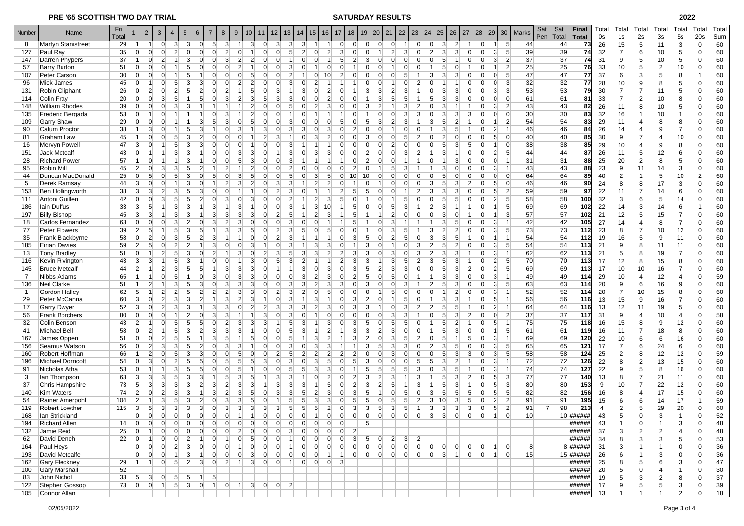**PRE '65 SCOTTISH TWO DAY TRIAL** — **SATURDAY RESULTS** — **2022**

| Number | Name | Fri Total | 1 | 2 | 3 | 4 | 5 | 6 | 7 | 8 | 9 | 10 | 11 | 12 | 13 | 14 | 15 | 16 | 17 | 18 | 19 | 20 | 21 | 22 | 23 | 24 | 25 | 26 | 27 | 28 | 29 | 30 | Marks | Sat Pen | Sat Total | Final Total | Total 0s | Total 1s | Total 2s | Total 3s | Total 5s | Total 20s | Total Sum |
|---|---|---|---|---|---|---|---|---|---|---|---|---|---|---|---|---|---|---|---|---|---|---|---|---|---|---|---|---|---|---|---|---|---|---|---|---|---|---|---|---|---|---|---|
| 8 | Martyn Stanistreet | 29 | 1 | 1 | 0 | 3 | 3 | 0 | 5 | 3 | 1 | 3 | 0 | 3 | 3 | 3 | 1 | 1 | 0 | 0 | 0 | 0 | 0 | 1 | 0 | 0 | 3 | 2 | 1 | 0 | 1 | 5 | 44 | | 44 | 73 | 26 | 15 | 5 | 11 | 3 | 0 | 60 |
| 127 | Paul Ray | 35 | 0 | 0 | 0 | 2 | 0 | 0 | 0 | 2 | 0 | 1 | 0 | 0 | 5 | 2 | 0 | 2 | 3 | 0 | 0 | 1 | 2 | 3 | 0 | 2 | 3 | 3 | 0 | 0 | 3 | 5 | 39 | | 39 | 74 | 32 | 7 | 6 | 10 | 5 | 0 | 60 |
| 147 | Darren Phypers | 37 | 1 | 0 | 2 | 1 | 3 | 0 | 0 | 3 | 2 | 2 | 0 | 0 | 1 | 0 | 0 | 1 | 5 | 2 | 3 | 0 | 0 | 0 | 0 | 0 | 5 | 1 | 0 | 0 | 3 | 2 | 37 | | 37 | 74 | 31 | 9 | 5 | 10 | 5 | 0 | 60 |
| 57 | Barry Burton | 51 | 0 | 0 | 0 | 1 | 5 | 0 | 0 | 0 | 2 | 1 | 0 | 0 | 3 | 0 | 1 | 0 | 0 | 1 | 0 | 0 | 1 | 0 | 0 | 1 | 5 | 0 | 1 | 0 | 1 | 2 | 25 | | 25 | 76 | 33 | 10 | 5 | 2 | 10 | 0 | 60 |
| 107 | Peter Carson | 30 | 0 | 0 | 0 | 1 | 5 | 1 | 0 | 0 | 0 | 5 | 0 | 0 | 2 | 1 | 0 | 10 | 2 | 0 | 0 | 0 | 0 | 5 | 1 | 3 | 3 | 3 | 0 | 0 | 0 | 5 | 47 | | 47 | 77 | 37 | 6 | 3 | 5 | 8 | 1 | 60 |
| 96 | Mick James | 45 | 0 | 1 | 0 | 5 | 3 | 3 | 0 | 0 | 2 | 2 | 0 | 0 | 3 | 0 | 2 | 1 | 1 | 1 | 0 | 0 | 1 | 0 | 2 | 0 | 1 | 1 | 0 | 0 | 0 | 3 | 32 | | 32 | 77 | 28 | 10 | 9 | 8 | 5 | 0 | 60 |
| 131 | Robin Oliphant | 26 | 0 | 2 | 0 | 2 | 5 | 2 | 0 | 2 | 1 | 5 | 0 | 3 | 1 | 3 | 0 | 2 | 0 | 1 | 3 | 3 | 2 | 3 | 1 | 0 | 3 | 3 | 0 | 0 | 3 | 3 | 53 | | 53 | 79 | 30 | 7 | 7 | 11 | 5 | 0 | 60 |
| 114 | Colin Fray | 20 | 0 | 0 | 3 | 5 | 1 | 5 | 0 | 3 | 2 | 3 | 5 | 3 | 3 | 0 | 0 | 2 | 0 | 0 | 1 | 3 | 5 | 5 | 1 | 5 | 3 | 3 | 0 | 0 | 0 | 0 | 61 | | 61 | 81 | 33 | 7 | 2 | 10 | 8 | 0 | 60 |
| 148 | William Rhodes | 39 | 0 | 0 | 0 | 3 | 3 | 1 | 1 | 1 | 1 | 2 | 0 | 0 | 5 | 0 | 2 | 3 | 0 | 0 | 3 | 2 | 1 | 3 | 2 | 0 | 3 | 1 | 1 | 0 | 3 | 2 | 43 | | 43 | 82 | 26 | 11 | 8 | 10 | 5 | 0 | 60 |
| 135 | Frederic Bergada | 53 | 0 | 1 | 0 | 1 | 1 | 0 | 0 | 3 | 1 | 2 | 0 | 0 | 1 | 0 | 1 | 1 | 1 | 0 | 1 | 0 | 0 | 3 | 3 | 0 | 3 | 3 | 3 | 0 | 0 | 0 | 30 | | 30 | 83 | 32 | 16 | 1 | 10 | 1 | 0 | 60 |
| 109 | Garry Shaw | 29 | 0 | 0 | 0 | 1 | 1 | 3 | 5 | 3 | 0 | 5 | 0 | 0 | 3 | 0 | 0 | 0 | 5 | 0 | 5 | 3 | 2 | 3 | 1 | 3 | 5 | 2 | 1 | 0 | 1 | 2 | 54 | | 54 | 83 | 29 | 11 | 4 | 8 | 8 | 0 | 60 |
| 90 | Calum Proctor | 38 | 1 | 3 | 0 | 1 | 5 | 3 | 1 | 0 | 3 | 1 | 3 | 0 | 3 | 3 | 0 | 3 | 0 | 2 | 0 | 0 | 1 | 0 | 0 | 1 | 3 | 5 | 1 | 0 | 2 | 1 | 46 | | 46 | 84 | 26 | 14 | 4 | 9 | 7 | 0 | 60 |
| 81 | Graham Law | 45 | 1 | 0 | 0 | 5 | 3 | 2 | 0 | 0 | 0 | 1 | 2 | 3 | 1 | 0 | 3 | 2 | 0 | 0 | 3 | 0 | 0 | 5 | 2 | 0 | 2 | 0 | 0 | 0 | 5 | 0 | 40 | | 40 | 85 | 30 | 9 | 7 | 4 | 10 | 0 | 60 |
| 16 | Mervyn Powell | 47 | 3 | 0 | 1 | 5 | 3 | 3 | 0 | 0 | 0 | 1 | 0 | 0 | 3 | 1 | 1 | 1 | 0 | 0 | 0 | 0 | 2 | 0 | 0 | 0 | 5 | 3 | 5 | 0 | 1 | 0 | 38 | | 38 | 85 | 29 | 10 | 4 | 9 | 8 | 0 | 60 |
| 151 | Jack Metcalf | 43 | 0 | 1 | 1 | 3 | 3 | 1 | 0 | 0 | 3 | 3 | 0 | 1 | 3 | 0 | 3 | 3 | 0 | 0 | 2 | 0 | 0 | 3 | 2 | 1 | 3 | 1 | 0 | 0 | 2 | 5 | 44 | | 44 | 87 | 26 | 11 | 5 | 12 | 6 | 0 | 60 |
| 28 | Richard Power | 57 | 1 | 0 | 1 | 1 | 3 | 1 | 0 | 0 | 5 | 3 | 0 | 0 | 3 | 1 | 1 | 1 | 1 | 0 | 2 | 0 | 0 | 1 | 1 | 0 | 1 | 3 | 0 | 0 | 0 | 1 | 31 | | 31 | 88 | 25 | 20 | 2 | 8 | 5 | 0 | 60 |
| 95 | Robin Mill | 45 | 2 | 0 | 3 | 3 | 5 | 2 | 1 | 2 | 1 | 2 | 0 | 0 | 2 | 0 | 0 | 0 | 0 | 2 | 0 | 1 | 5 | 3 | 1 | 1 | 3 | 0 | 0 | 0 | 3 | 1 | 43 | | 43 | 88 | 23 | 9 | 11 | 14 | 3 | 0 | 60 |
| 44 | Duncan MacDonald | 25 | 0 | 5 | 0 | 5 | 3 | 0 | 5 | 0 | 3 | 5 | 0 | 0 | 5 | 0 | 3 | 5 | 0 | 10 | 10 | 0 | 0 | 0 | 0 | 0 | 5 | 0 | 0 | 0 | 0 | 0 | 64 | | 64 | 89 | 40 | 2 | 1 | 5 | 10 | 2 | 60 |
| 5 | Derek Ramsay | 44 | 3 | 0 | 0 | 1 | 3 | 0 | 1 | 2 | 3 | 2 | 0 | 3 | 3 | 1 | 2 | 2 | 0 | 1 | 0 | 1 | 0 | 0 | 0 | 0 | 5 | 3 | 2 | 0 | 5 | 0 | 46 | | 46 | 90 | 24 | 8 | 8 | 17 | 3 | 0 | 60 |
| 153 | Ben Hollingworth | 38 | 3 | 3 | 2 | 3 | 5 | 3 | 0 | 0 | 1 | 1 | 0 | 2 | 3 | 0 | 1 | 1 | 2 | 5 | 5 | 0 | 0 | 1 | 2 | 3 | 3 | 3 | 0 | 0 | 5 | 2 | 59 | | 59 | 97 | 22 | 11 | 7 | 14 | 6 | 0 | 60 |
| 111 | Antoni Guillen | 42 | 0 | 0 | 3 | 5 | 5 | 2 | 0 | 3 | 0 | 3 | 0 | 0 | 2 | 1 | 2 | 3 | 5 | 0 | 1 | 0 | 1 | 5 | 0 | 0 | 5 | 5 | 0 | 0 | 2 | 5 | 58 | | 58 | 100 | 32 | 3 | 6 | 5 | 14 | 0 | 60 |
| 186 | Iain Duffus | 33 | 3 | 5 | 1 | 3 | 3 | 1 | 3 | 1 | 3 | 1 | 0 | 0 | 3 | 1 | 3 | 10 | 1 | 5 | 0 | 0 | 5 | 3 | 1 | 2 | 3 | 1 | 1 | 0 | 1 | 5 | 69 | | 69 | 102 | 22 | 14 | 3 | 14 | 6 | 1 | 60 |
| 197 | Billy Bishop | 45 | 3 | 3 | 1 | 3 | 3 | 1 | 3 | 3 | 3 | 3 | 0 | 2 | 5 | 1 | 2 | 3 | 1 | 5 | 1 | 1 | 2 | 0 | 0 | 0 | 3 | 0 | 1 | 0 | 1 | 3 | 57 | | 57 | 102 | 21 | 12 | 5 | 15 | 7 | 0 | 60 |
| 18 | Carlos Fernandez | 63 | 0 | 0 | 0 | 3 | 2 | 0 | 3 | 2 | 3 | 0 | 0 | 0 | 3 | 0 | 0 | 1 | 1 | 5 | 1 | 0 | 3 | 1 | 1 | 1 | 3 | 5 | 0 | 0 | 3 | 1 | 42 | | 42 | 105 | 27 | 14 | 4 | 8 | 7 | 0 | 60 |
| 77 | Peter Flowers | 39 | 2 | 5 | 1 | 5 | 3 | 5 | 1 | 3 | 3 | 5 | 0 | 2 | 3 | 5 | 0 | 5 | 0 | 0 | 1 | 0 | 3 | 5 | 1 | 3 | 2 | 2 | 0 | 0 | 3 | 5 | 73 | | 73 | 112 | 23 | 8 | 7 | 10 | 12 | 0 | 60 |
| 35 | Frank Blackbyrne | 58 | 0 | 2 | 0 | 3 | 5 | 2 | 3 | 1 | 1 | 0 | 0 | 2 | 3 | 1 | 1 | 1 | 0 | 3 | 5 | 0 | 2 | 5 | 0 | 3 | 3 | 5 | 1 | 0 | 1 | 1 | 54 | | 54 | 112 | 19 | 16 | 5 | 9 | 11 | 0 | 60 |
| 185 | Eirian Davies | 59 | 2 | 5 | 0 | 2 | 2 | 1 | 3 | 0 | 0 | 3 | 1 | 0 | 3 | 1 | 3 | 3 | 0 | 1 | 3 | 0 | 1 | 0 | 3 | 2 | 5 | 2 | 0 | 0 | 3 | 5 | 54 | | 54 | 113 | 21 | 9 | 8 | 11 | 11 | 0 | 60 |
| 13 | Tony Bradley | 51 | 0 | 1 | 2 | 5 | 3 | 0 | 2 | 1 | 3 | 0 | 2 | 3 | 5 | 3 | 3 | 2 | 2 | 3 | 3 | 0 | 3 | 0 | 3 | 2 | 3 | 3 | 1 | 0 | 3 | 1 | 62 | | 62 | 113 | 21 | 5 | 8 | 19 | 7 | 0 | 60 |
| 116 | Kevin Rivington | 43 | 3 | 3 | 1 | 5 | 3 | 1 | 0 | 0 | 1 | 3 | 0 | 5 | 3 | 2 | 1 | 1 | 2 | 3 | 3 | 1 | 3 | 5 | 2 | 3 | 5 | 3 | 1 | 0 | 2 | 5 | 70 | | 70 | 113 | 17 | 12 | 8 | 15 | 8 | 0 | 60 |
| 145 | Bruce Metcalf | 44 | 2 | 1 | 2 | 3 | 5 | 5 | 1 | 3 | 3 | 3 | 0 | 1 | 1 | 3 | 0 | 3 | 0 | 3 | 5 | 2 | 3 | 3 | 0 | 0 | 5 | 3 | 2 | 0 | 2 | 5 | 69 | | 69 | 113 | 17 | 10 | 10 | 16 | 7 | 0 | 60 |
| 7 | Nibbs Adams | 65 | 1 | 1 | 0 | 5 | 1 | 0 | 3 | 0 | 3 | 3 | 0 | 0 | 0 | 3 | 2 | 3 | 0 | 2 | 5 | 0 | 5 | 0 | 1 | 1 | 3 | 3 | 0 | 0 | 3 | 1 | 49 | | 49 | 114 | 29 | 10 | 4 | 12 | 4 | 0 | 59 |
| 136 | Neil Clarke | 51 | 1 | 2 | 1 | 3 | 5 | 3 | 0 | 3 | 3 | 3 | 0 | 0 | 3 | 3 | 2 | 3 | 3 | 0 | 3 | 0 | 0 | 3 | 1 | 2 | 5 | 3 | 0 | 0 | 3 | 5 | 63 | | 63 | 114 | 20 | 9 | 6 | 16 | 9 | 0 | 60 |
| 1 | Gordon Halley | 62 | 5 | 1 | 2 | 2 | 5 | 2 | 2 | 2 | 3 | 3 | 0 | 2 | 3 | 2 | 0 | 5 | 0 | 0 | 0 | 1 | 5 | 0 | 0 | 0 | 1 | 2 | 0 | 0 | 3 | 1 | 52 | | 52 | 114 | 20 | 7 | 10 | 15 | 8 | 0 | 60 |
| 29 | Peter McCanna | 60 | 3 | 0 | 2 | 3 | 3 | 2 | 1 | 3 | 2 | 3 | 1 | 0 | 3 | 1 | 3 | 1 | 0 | 3 | 2 | 0 | 1 | 5 | 0 | 1 | 3 | 3 | 1 | 0 | 5 | 1 | 56 | | 56 | 116 | 13 | 15 | 9 | 16 | 7 | 0 | 60 |
| 17 | Garry Dwyer | 52 | 3 | 0 | 2 | 3 | 3 | 1 | 3 | 3 | 0 | 2 | 2 | 3 | 3 | 3 | 2 | 3 | 0 | 3 | 3 | 1 | 0 | 3 | 2 | 2 | 5 | 5 | 1 | 0 | 2 | 1 | 64 | | 64 | 116 | 13 | 12 | 11 | 19 | 5 | 0 | 60 |
| 56 | Frank Borchers | 80 | 0 | 0 | 0 | 1 | 2 | 0 | 3 | 3 | 1 | 1 | 3 | 0 | 3 | 0 | 1 | 0 | 0 | 0 | 0 | 0 | 3 | 3 | 1 | 0 | 5 | 3 | 2 | 0 | 0 | 2 | 37 | | 37 | 117 | 31 | 9 | 4 | 10 | 4 | 0 | 58 |
| 32 | Colin Benson | 43 | 2 | 1 | 0 | 5 | 5 | 5 | 0 | 2 | 3 | 3 | 3 | 1 | 5 | 3 | 1 | 3 | 0 | 3 | 5 | 0 | 5 | 5 | 0 | 1 | 5 | 2 | 1 | 0 | 5 | 1 | 75 | | 75 | 118 | 16 | 15 | 8 | 9 | 12 | 0 | 60 |
| 41 | Michael Bell | 58 | 0 | 2 | 1 | 5 | 3 | 2 | 3 | 3 | 3 | 1 | 0 | 0 | 5 | 3 | 1 | 2 | 1 | 3 | 3 | 2 | 3 | 0 | 0 | 1 | 5 | 3 | 0 | 0 | 1 | 5 | 61 | | 61 | 119 | 16 | 11 | 7 | 18 | 8 | 0 | 60 |
| 167 | James Oppen | 51 | 0 | 0 | 2 | 5 | 5 | 1 | 3 | 5 | 1 | 5 | 0 | 0 | 5 | 1 | 3 | 2 | 1 | 3 | 2 | 0 | 3 | 5 | 2 | 0 | 5 | 1 | 5 | 0 | 3 | 1 | 69 | | 69 | 120 | 22 | 10 | 6 | 6 | 16 | 0 | 60 |
| 156 | Seamus Watson | 56 | 0 | 2 | 3 | 3 | 5 | 2 | 0 | 3 | 3 | 1 | 0 | 0 | 3 | 0 | 3 | 3 | 1 | 1 | 3 | 5 | 3 | 3 | 0 | 2 | 3 | 5 | 0 | 0 | 3 | 5 | 65 | | 65 | 121 | 17 | 7 | 6 | 24 | 6 | 0 | 60 |
| 160 | Robert Hoffman | 66 | 1 | 2 | 0 | 5 | 3 | 3 | 0 | 0 | 5 | 0 | 0 | 2 | 5 | 2 | 2 | 2 | 2 | 2 | 0 | 0 | 3 | 0 | 0 | 0 | 5 | 3 | 3 | 0 | 3 | 5 | 58 | | 58 | 124 | 25 | 2 | 8 | 12 | 12 | 0 | 59 |
| 196 | Michael Dorricott | 54 | 0 | 3 | 0 | 2 | 5 | 5 | 0 | 5 | 5 | 5 | 3 | 0 | 3 | 0 | 3 | 5 | 0 | 5 | 3 | 0 | 0 | 0 | 5 | 5 | 3 | 2 | 1 | 0 | 3 | 1 | 72 | | 72 | 126 | 22 | 8 | 2 | 13 | 15 | 0 | 60 |
| 91 | Nicholas Atha | 53 | 0 | 1 | 1 | 3 | 5 | 5 | 0 | 0 | 5 | 1 | 0 | 0 | 5 | 5 | 3 | 3 | 0 | 1 | 5 | 5 | 5 | 5 | 3 | 0 | 3 | 5 | 1 | 0 | 3 | 1 | 74 | | 74 | 127 | 22 | 9 | 5 | 8 | 16 | 0 | 60 |
| 3 | Ian Thompson | 63 | 3 | 3 | 3 | 5 | 3 | 3 | 1 | 5 | 3 | 5 | 1 | 3 | 3 | 1 | 0 | 2 | 0 | 2 | 3 | 2 | 3 | 1 | 3 | 1 | 5 | 3 | 2 | 0 | 5 | 3 | 77 | | 77 | 140 | 13 | 8 | 7 | 21 | 11 | 0 | 60 |
| 37 | Chris Hampshire | 73 | 5 | 3 | 3 | 3 | 3 | 2 | 3 | 2 | 3 | 3 | 1 | 3 | 3 | 3 | 1 | 5 | 0 | 2 | 3 | 2 | 5 | 1 | 3 | 1 | 5 | 3 | 1 | 0 | 5 | 3 | 80 | | 80 | 153 | 9 | 10 | 7 | 22 | 12 | 0 | 60 |
| 140 | Kim Waters | 74 | 2 | 0 | 2 | 3 | 3 | 1 | 3 | 2 | 3 | 5 | 0 | 3 | 3 | 5 | 2 | 3 | 0 | 3 | 5 | 1 | 0 | 5 | 0 | 3 | 5 | 5 | 5 | 0 | 5 | 5 | 82 | | 82 | 156 | 16 | 8 | 4 | 17 | 15 | 0 | 60 |
| 54 | Rainer Amerpohl | 104 | 2 | 1 | 3 | 5 | 3 | 2 | 0 | 3 | 3 | 5 | 0 | 1 | 5 | 5 | 3 | 3 | 0 | 5 | 5 | 0 | 5 | 5 | 2 | 3 | 10 | 3 | 5 | 0 | 2 | 2 | 91 | | 91 | 195 | 15 | 6 | 6 | 14 | 17 | 1 | 59 |
| 119 | Robert Lowther | 115 | 3 | 5 | 3 | 3 | 3 | 3 | 0 | 3 | 3 | 3 | 3 | 3 | 5 | 5 | 5 | 2 | 0 | 3 | 3 | 5 | 3 | 5 | 1 | 3 | 3 | 3 | 3 | 0 | 5 | 2 | 91 | 7 | 98 | 213 | 4 | 2 | 5 | 29 | 20 | 0 | 60 |
| 168 | Ian Strickland | | 0 | 0 | 0 | 0 | 0 | 0 | 0 | 0 | 1 | 1 | 0 | 0 | 0 | 0 | 1 | 0 | 0 | 0 | 0 | 0 | 0 | 0 | 0 | 3 | 3 | 0 | 0 | 0 | 1 | 0 | 10 | | 10 | ###### | 43 | 5 | 0 | 3 | 1 | 0 | 52 |
| 194 | Richard Allen | 14 | 0 | 0 | 0 | 0 | 0 | 0 | 0 | 0 | 0 | 0 | 0 | 0 | 0 | 0 | 0 | 0 | 0 | | 5 | | | | | | | | | | | | | | | ###### | 43 | 1 | 0 | 1 | 3 | 0 | 48 |
| 132 | Jamie Reid | 25 | 0 | 1 | 0 | 0 | 0 | 0 | 0 | 0 | 2 | 0 | 0 | 0 | 3 | 0 | 0 | 0 | 0 | 2 | | | | | | | | | | | | | | | | ###### | 37 | 3 | 2 | 2 | 4 | 0 | 48 |
| 62 | David Dench | 22 | 0 | 1 | 0 | 0 | 2 | 1 | 0 | 1 | 0 | 5 | 0 | 0 | 1 | 0 | 0 | 0 | 0 | 3 | 5 | 0 | 2 | 3 | 2 | | | | | | | | | | | ###### | 34 | 8 | 3 | 3 | 5 | 0 | 53 |
| 164 | Paul Heys | | 0 | 0 | 0 | 2 | 3 | 0 | 0 | 0 | 1 | 0 | 0 | 0 | 1 | 0 | 0 | 0 | 0 | 0 | 0 | 0 | 0 | 0 | 0 | 0 | 0 | 0 | 0 | 0 | 1 | 0 | 8 | | 8 | ###### | 31 | 3 | 1 | 1 | 0 | 0 | 36 |
| 193 | David Metcalfe | | 0 | 0 | 0 | 1 | 3 | 1 | 0 | 0 | 0 | 3 | 0 | 0 | 0 | 0 | 0 | 1 | 1 | 0 | 0 | 0 | 0 | 0 | 0 | 0 | 3 | 1 | 0 | 0 | 1 | 0 | 15 | | 15 | ###### | 26 | 6 | 1 | 3 | 0 | 0 | 36 |
| 162 | Gary Fleckney | 29 | 1 | 1 | 0 | 5 | 2 | 3 | 0 | 2 | 1 | 3 | 0 | 0 | 1 | 0 | 0 | 0 | 3 | | | | | | | | | | | | | | | | | ###### | 25 | 8 | 5 | 6 | 3 | 0 | 47 |
| 100 | Gary Marshall | 52 | | | | | | | | | | | | | | | | | | | | | | | | | | | | | | | | | | ###### | 20 | 5 | 0 | 4 | 1 | 0 | 30 |
| 83 | John Nichol | 33 | 5 | 3 | 0 | 5 | 5 | 1 | 5 | | | | | | | | | | | | | | | | | | | | | | | | | | | ###### | 19 | 5 | 3 | 2 | 8 | 0 | 37 |
| 122 | Stephen Gossop | 73 | 0 | 0 | 1 | 5 | 3 | 0 | 1 | 0 | 1 | 3 | 0 | 0 | 2 | | | | | | | | | | | | | | | | | | | | | ###### | 17 | 9 | 5 | 5 | 3 | 0 | 39 |
| 105 | Connor Allan | | | | | | | | | | | | | | | | | | | | | | | | | | | | | | | | | | | ###### | 13 | 1 | 1 | 1 | 2 | 0 | 18 |

02/05/2022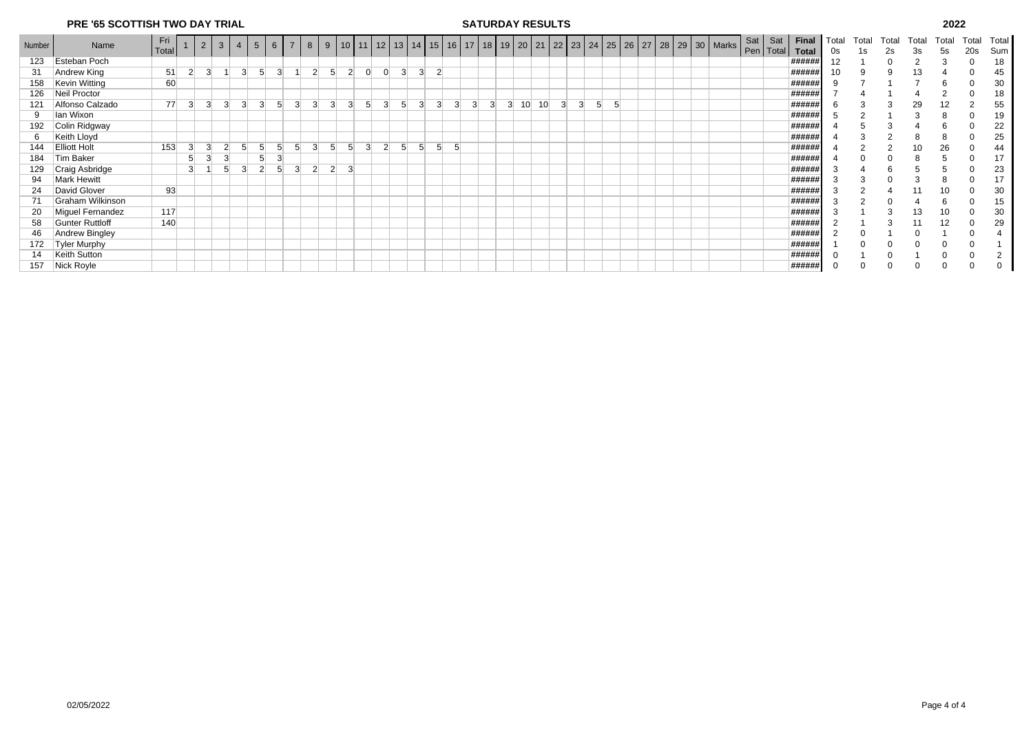# PRE '65 SCOTTISH TWO DAY TRIAL

## SATURDAY RESULTS

## 2022

| Number | Name | Fri Total | 1 | 2 | 3 | 4 | 5 | 6 | 7 | 8 | 9 | 10 | 11 | 12 | 13 | 14 | 15 | 16 | 17 | 18 | 19 | 20 | 21 | 22 | 23 | 24 | 25 | 26 | 27 | 28 | 29 | 30 | Marks | Sat Pen | Sat Total | Final Total | Total 0s | Total 1s | Total 2s | Total 3s | Total 5s | Total 20s | Total Sum |
|---|---|---|---|---|---|---|---|---|---|---|---|---|---|---|---|---|---|---|---|---|---|---|---|---|---|---|---|---|---|---|---|---|---|---|---|---|---|---|---|---|---|---|---|
| 123 | Esteban Poch | | | | | | | | | | | | | | | | | | | | | | | | | | | | | | | | | | | ###### | 12 | 1 | 0 | 2 | 3 | 0 | 18 |
| 31 | Andrew King | 51 | 2 | 3 | 1 | 3 | 5 | 3 | 1 | 2 | 5 | 2 | 0 | 0 | 3 | 3 | 2 | | | | | | | | | | | | | | | | | | | ###### | 10 | 9 | 9 | 13 | 4 | 0 | 45 |
| 158 | Kevin Witting | 60 | | | | | | | | | | | | | | | | | | | | | | | | | | | | | | | | | | ###### | 9 | 7 | 1 | 7 | 6 | 0 | 30 |
| 126 | Neil Proctor | | | | | | | | | | | | | | | | | | | | | | | | | | | | | | | | | | | ###### | 7 | 4 | 1 | 4 | 2 | 0 | 18 |
| 121 | Alfonso Calzado | 77 | 3 | 3 | 3 | 3 | 3 | 5 | 3 | 3 | 3 | 3 | 5 | 3 | 5 | 3 | 3 | 3 | 3 | 3 | 3 | 10 | 10 | 3 | 3 | 5 | 5 | | | | | | | | | ###### | 6 | 3 | 3 | 29 | 12 | 2 | 55 |
| 9 | Ian Wixon | | | | | | | | | | | | | | | | | | | | | | | | | | | | | | | | | | | ###### | 5 | 2 | 1 | 3 | 8 | 0 | 19 |
| 192 | Colin Ridgway | | | | | | | | | | | | | | | | | | | | | | | | | | | | | | | | | | | ###### | 4 | 5 | 3 | 4 | 6 | 0 | 22 |
| 6 | Keith Lloyd | | | | | | | | | | | | | | | | | | | | | | | | | | | | | | | | | | | ###### | 4 | 3 | 2 | 8 | 8 | 0 | 25 |
| 144 | Elliott Holt | 153 | 3 | 3 | 2 | 5 | 5 | 5 | 5 | 3 | 5 | 5 | 3 | 2 | 5 | 5 | 5 | 5 | | | | | | | | | | | | | | | | | | ###### | 4 | 2 | 2 | 10 | 26 | 0 | 44 |
| 184 | Tim Baker | | 5 | 3 | 3 | | 5 | 3 | | | | | | | | | | | | | | | | | | | | | | | | | | | | ###### | 4 | 0 | 0 | 8 | 5 | 0 | 17 |
| 129 | Craig Asbridge | | 3 | 1 | 5 | 3 | 2 | 5 | 3 | 2 | 2 | 3 | | | | | | | | | | | | | | | | | | | | | | | | ###### | 3 | 4 | 6 | 5 | 5 | 0 | 23 |
| 94 | Mark Hewitt | | | | | | | | | | | | | | | | | | | | | | | | | | | | | | | | | | | ###### | 3 | 3 | 0 | 3 | 8 | 0 | 17 |
| 24 | David Glover | 93 | | | | | | | | | | | | | | | | | | | | | | | | | | | | | | | | | | ###### | 3 | 2 | 4 | 11 | 10 | 0 | 30 |
| 71 | Graham Wilkinson | | | | | | | | | | | | | | | | | | | | | | | | | | | | | | | | | | | ###### | 3 | 2 | 0 | 4 | 6 | 0 | 15 |
| 20 | Miguel Fernandez | 117 | | | | | | | | | | | | | | | | | | | | | | | | | | | | | | | | | | ###### | 3 | 1 | 3 | 13 | 10 | 0 | 30 |
| 58 | Gunter Ruttloff | 140 | | | | | | | | | | | | | | | | | | | | | | | | | | | | | | | | | | ###### | 2 | 1 | 3 | 11 | 12 | 0 | 29 |
| 46 | Andrew Bingley | | | | | | | | | | | | | | | | | | | | | | | | | | | | | | | | | | | ###### | 2 | 0 | 1 | 0 | 1 | 0 | 4 |
| 172 | Tyler Murphy | | | | | | | | | | | | | | | | | | | | | | | | | | | | | | | | | | | ###### | 1 | 0 | 0 | 0 | 0 | 0 | 1 |
| 14 | Keith Sutton | | | | | | | | | | | | | | | | | | | | | | | | | | | | | | | | | | | ###### | 0 | 1 | 0 | 1 | 0 | 0 | 2 |
| 157 | Nick Royle | | | | | | | | | | | | | | | | | | | | | | | | | | | | | | | | | | | ###### | 0 | 0 | 0 | 0 | 0 | 0 | 0 |

02/05/2022